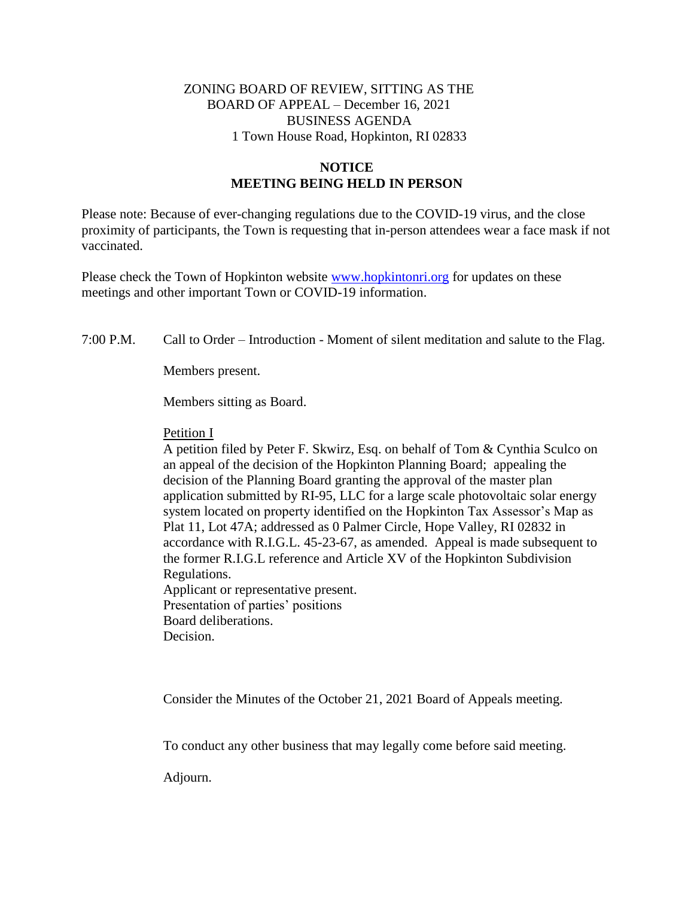# ZONING BOARD OF REVIEW, SITTING AS THE BOARD OF APPEAL – December 16, 2021
## BUSINESS AGENDA
1 Town House Road, Hopkinton, RI 02833

## NOTICE
## MEETING BEING HELD IN PERSON

Please note: Because of ever-changing regulations due to the COVID-19 virus, and the close proximity of participants, the Town is requesting that in-person attendees wear a face mask if not vaccinated.

Please check the Town of Hopkinton website www.hopkintonri.org for updates on these meetings and other important Town or COVID-19 information.

7:00 P.M. Call to Order – Introduction - Moment of silent meditation and salute to the Flag.

Members present.

Members sitting as Board.

Petition I

A petition filed by Peter F. Skwirz, Esq. on behalf of Tom & Cynthia Sculco on an appeal of the decision of the Hopkinton Planning Board; appealing the decision of the Planning Board granting the approval of the master plan application submitted by RI-95, LLC for a large scale photovoltaic solar energy system located on property identified on the Hopkinton Tax Assessor's Map as Plat 11, Lot 47A; addressed as 0 Palmer Circle, Hope Valley, RI 02832 in accordance with R.I.G.L. 45-23-67, as amended. Appeal is made subsequent to the former R.I.G.L reference and Article XV of the Hopkinton Subdivision Regulations.
Applicant or representative present.
Presentation of parties' positions
Board deliberations.
Decision.

Consider the Minutes of the October 21, 2021 Board of Appeals meeting.

To conduct any other business that may legally come before said meeting.

Adjourn.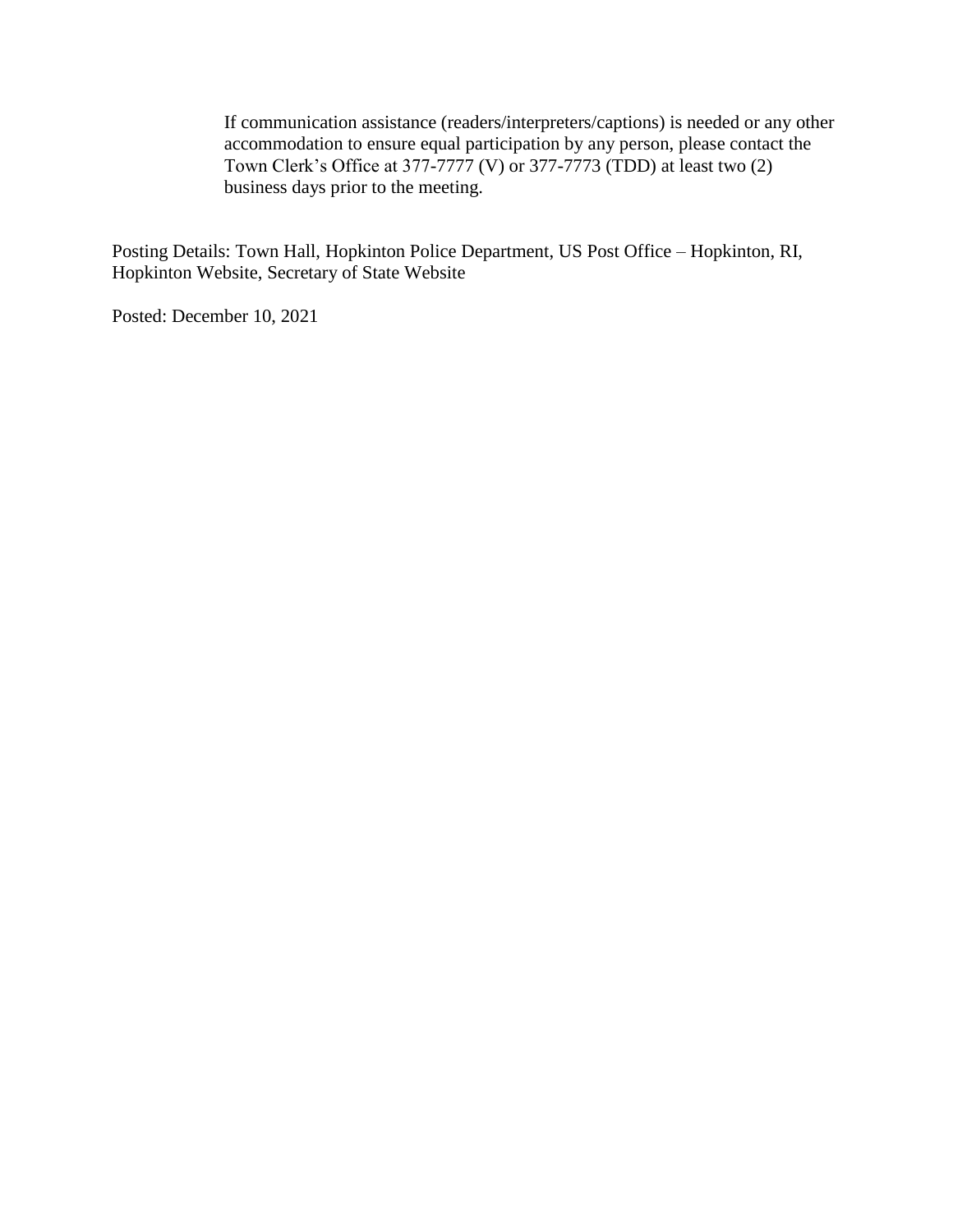If communication assistance (readers/interpreters/captions) is needed or any other accommodation to ensure equal participation by any person, please contact the Town Clerk's Office at 377-7777 (V) or 377-7773 (TDD) at least two (2) business days prior to the meeting.

Posting Details: Town Hall, Hopkinton Police Department, US Post Office – Hopkinton, RI, Hopkinton Website, Secretary of State Website

Posted: December 10, 2021